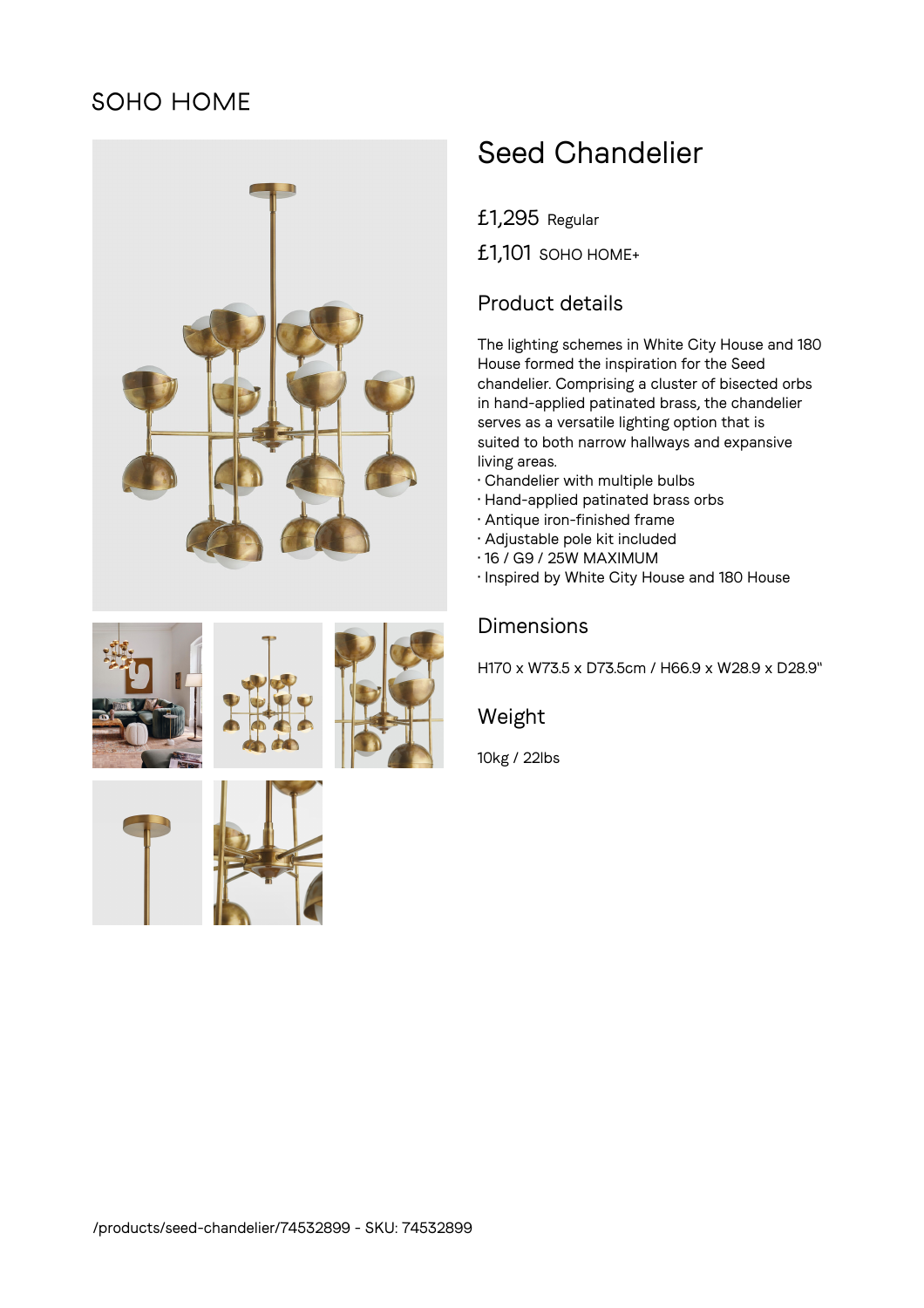SOHO HOME

# Seed Chandelier

£1,295 Regular

£1,101 SOHO HOME+

## Product details

The lighting schemes in White City House and 180 House formed the inspiration for the Seed chandelier. Comprising a cluster of bisected orbs in hand-applied patinated brass, the chandelier serves as a versatile lighting option that is suited to both narrow hallways and expansive living areas.

- Chandelier with multiple bulbs
- Hand-applied patinated brass orbs
- Antique iron-finished frame
- Adjustable pole kit included
- 16 / G9 / 25W MAXIMUM
- Inspired by White City House and 180 House

## Dimensions

H170 x W73.5 x D73.5cm / H66.9 x W28.9 x D28.9"

## Weight

10kg / 22lbs

/products/seed-chandelier/74532899 - SKU: 74532899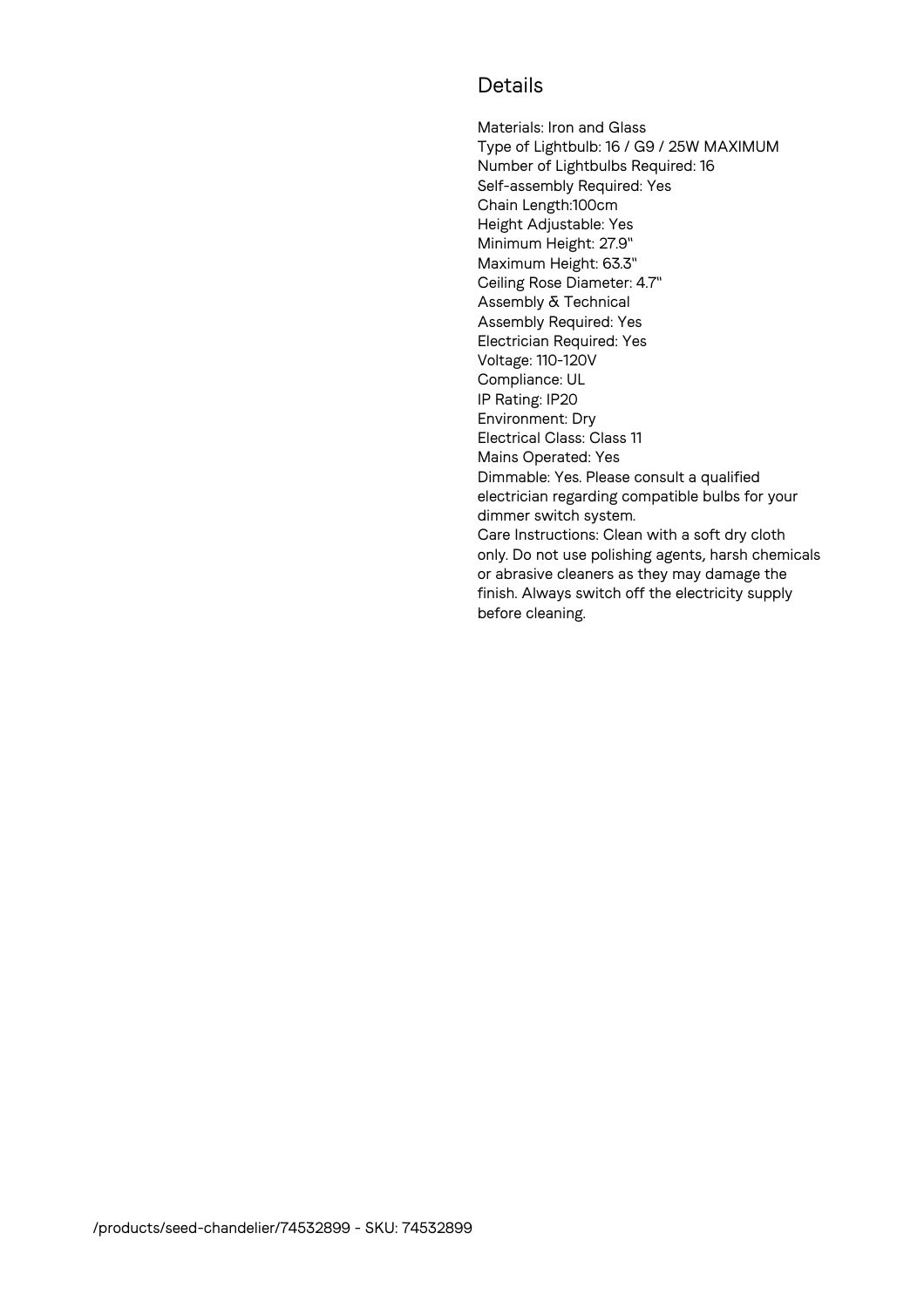## Details

Materials: Iron and Glass
Type of Lightbulb: 16 / G9 / 25W MAXIMUM
Number of Lightbulbs Required: 16
Self-assembly Required: Yes
Chain Length:100cm
Height Adjustable: Yes
Minimum Height: 27.9"
Maximum Height: 63.3"
Ceiling Rose Diameter: 4.7"
Assembly & Technical
Assembly Required: Yes
Electrician Required: Yes
Voltage: 110-120V
Compliance: UL
IP Rating: IP20
Environment: Dry
Electrical Class: Class 11
Mains Operated: Yes
Dimmable: Yes. Please consult a qualified electrician regarding compatible bulbs for your dimmer switch system.
Care Instructions: Clean with a soft dry cloth only. Do not use polishing agents, harsh chemicals or abrasive cleaners as they may damage the finish. Always switch off the electricity supply before cleaning.

/products/seed-chandelier/74532899 - SKU: 74532899